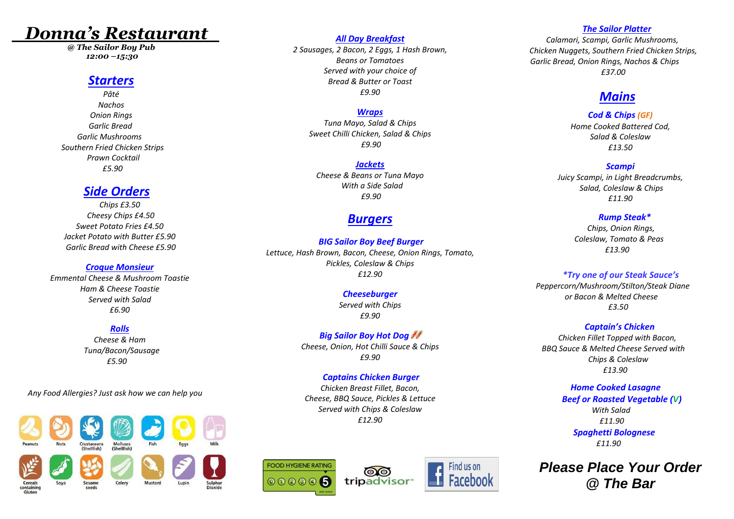# *Donna's Restaurant*

***@ The Sailor Boy Pub***
***12:00 –15:30***

## *Starters*

*Pâté*
*Nachos*
*Onion Rings*
*Garlic Bread*
*Garlic Mushrooms*
*Southern Fried Chicken Strips*
*Prawn Cocktail*
*£5.90*

## *Side Orders*

*Chips £3.50*
*Cheesy Chips £4.50*
*Sweet Potato Fries £4.50*
*Jacket Potato with Butter £5.90*
*Garlic Bread with Cheese £5.90*

### *Croque Monsieur*

*Emmental Cheese & Mushroom Toastie*
*Ham & Cheese Toastie*
*Served with Salad*
*£6.90*

### *Rolls*

*Cheese & Ham*
*Tuna/Bacon/Sausage*
*£5.90*

*Any Food Allergies? Just ask how we can help you*

Peanuts, Nuts, Crustaceans (Shellfish), Molluscs (Shellfish), Fish, Eggs, Milk, Cereals containing Gluten, Soya, Sesame seeds, Celery, Mustard, Lupin, Sulphur Dioxide

### *All Day Breakfast*

*2 Sausages, 2 Bacon, 2 Eggs, 1 Hash Brown,*
*Beans or Tomatoes*
*Served with your choice of*
*Bread & Butter or Toast*
*£9.90*

### *Wraps*

*Tuna Mayo, Salad & Chips*
*Sweet Chilli Chicken, Salad & Chips*
*£9.90*

### *Jackets*

*Cheese & Beans or Tuna Mayo*
*With a Side Salad*
*£9.90*

## *Burgers*

***BIG Sailor Boy Beef Burger***
*Lettuce, Hash Brown, Bacon, Cheese, Onion Rings, Tomato,*
*Pickles, Coleslaw & Chips*
*£12.90*

***Cheeseburger***
*Served with Chips*
*£9.90*

***Big Sailor Boy Hot Dog***
*Cheese, Onion, Hot Chilli Sauce & Chips*
*£9.90*

***Captains Chicken Burger***
*Chicken Breast Fillet, Bacon,*
*Cheese, BBQ Sauce, Pickles & Lettuce*
*Served with Chips & Coleslaw*
*£12.90*

FOOD HYGIENE RATING 5 – VERY GOOD | tripadvisor | Find us on Facebook

### *The Sailor Platter*

*Calamari, Scampi, Garlic Mushrooms,*
*Chicken Nuggets, Southern Fried Chicken Strips,*
*Garlic Bread, Onion Rings, Nachos & Chips*
*£37.00*

## *Mains*

***Cod & Chips (GF)***
*Home Cooked Battered Cod,*
*Salad & Coleslaw*
*£13.50*

***Scampi***
*Juicy Scampi, in Light Breadcrumbs,*
*Salad, Coleslaw & Chips*
*£11.90*

***Rump Steak****
*Chips, Onion Rings,*
*Coleslaw, Tomato & Peas*
*£13.90*

****Try one of our Steak Sauce's***
*Peppercorn/Mushroom/Stilton/Steak Diane*
*or Bacon & Melted Cheese*
*£3.50*

***Captain's Chicken***
*Chicken Fillet Topped with Bacon,*
*BBQ Sauce & Melted Cheese Served with*
*Chips & Coleslaw*
*£13.90*

***Home Cooked Lasagne***
***Beef or Roasted Vegetable (V)***
*With Salad*
*£11.90*

***Spaghetti Bolognese***
*£11.90*

## *Please Place Your Order @ The Bar*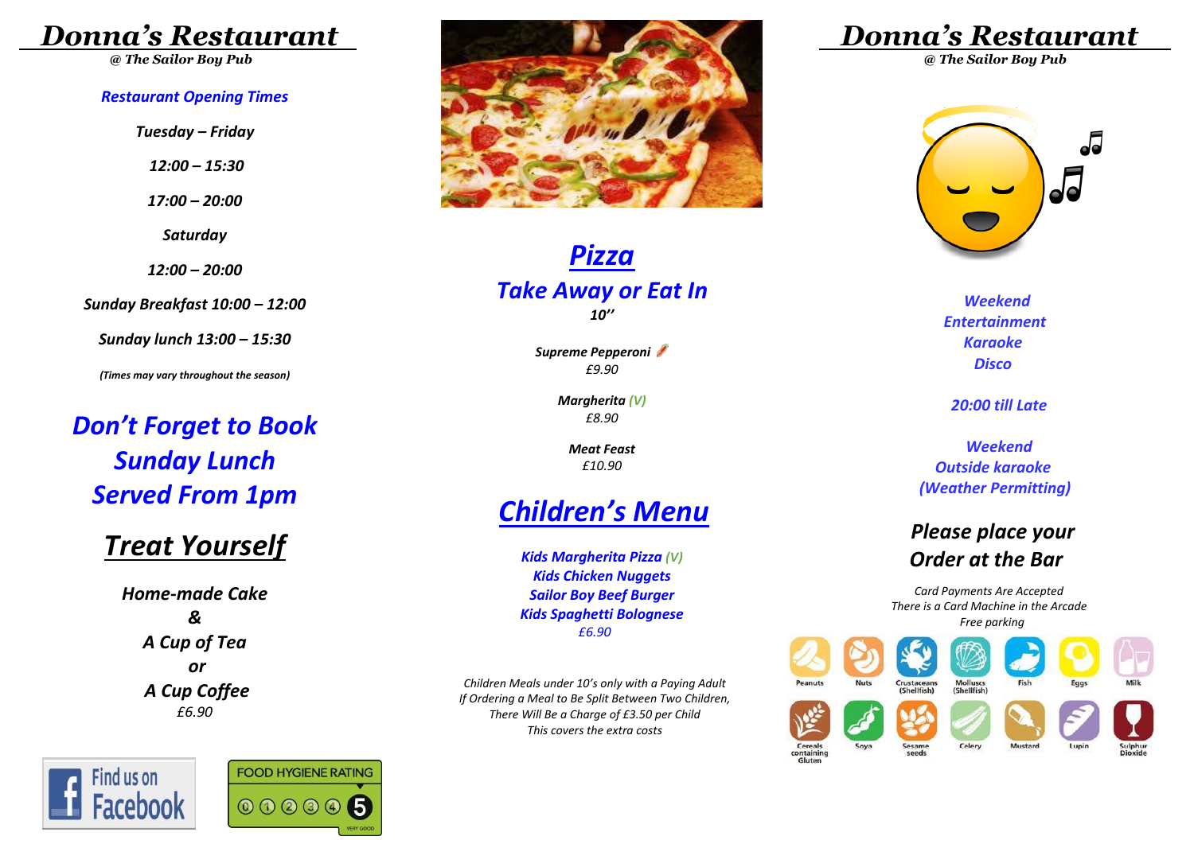# *Donna's Restaurant*

*@ The Sailor Boy Pub*

***Restaurant Opening Times***

***Tuesday – Friday***

***12:00 – 15:30***

***17:00 – 20:00***

***Saturday***

***12:00 – 20:00***

***Sunday Breakfast 10:00 – 12:00***

***Sunday lunch 13:00 – 15:30***

***(Times may vary throughout the season)***

## *Don't Forget to Book Sunday Lunch Served From 1pm*

## *Treat Yourself*

***Home-made Cake***
***&***
***A Cup of Tea***
***or***
***A Cup Coffee***
*£6.90*

Find us on Facebook

FOOD HYGIENE RATING 0 1 2 3 4 5 VERY GOOD

## *Pizza*

### *Take Away or Eat In*

***10''***

***Supreme Pepperoni***
*£9.90*

***Margherita (V)***
*£8.90*

***Meat Feast***
*£10.90*

## *Children's Menu*

***Kids Margherita Pizza (V)***
***Kids Chicken Nuggets***
***Sailor Boy Beef Burger***
***Kids Spaghetti Bolognese***
*£6.90*

*Children Meals under 10's only with a Paying Adult*
*If Ordering a Meal to Be Split Between Two Children,*
*There Will Be a Charge of £3.50 per Child*
*This covers the extra costs*

# *Donna's Restaurant*

*@ The Sailor Boy Pub*

***Weekend***
***Entertainment***
***Karaoke***
***Disco***

***20:00 till Late***

***Weekend***
***Outside karaoke***
***(Weather Permitting)***

### *Please place your Order at the Bar*

*Card Payments Are Accepted*
*There is a Card Machine in the Arcade*
*Free parking*

Peanuts, Nuts, Crustaceans (Shellfish), Molluscs (Shellfish), Fish, Eggs, Milk, Cereals containing Gluten, Soya, Sesame seeds, Celery, Mustard, Lupin, Sulphur Dioxide